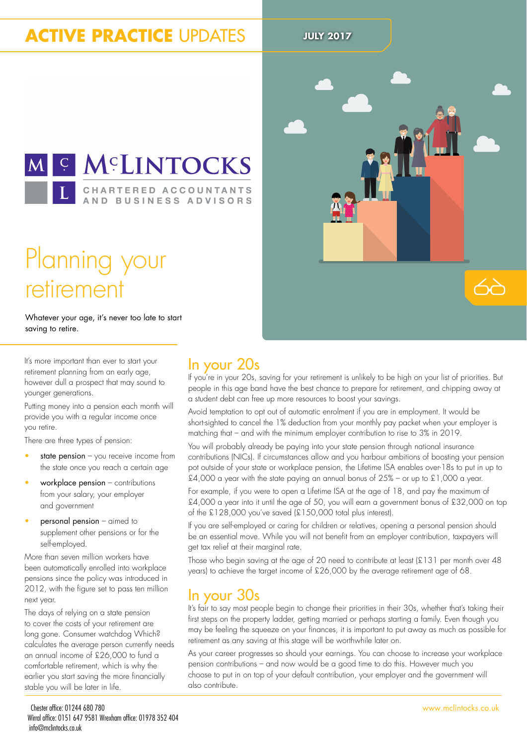**ACTIVE PRACTICE** UPDATES

JULY 2017

McLINTOCKS
CHARTERED ACCOUNTANTS
AND BUSINESS ADVISORS

# Planning your retirement

Whatever your age, it's never too late to start saving to retire.

It's more important than ever to start your retirement planning from an early age, however dull a prospect that may sound to younger generations.

Putting money into a pension each month will provide you with a regular income once you retire.

There are three types of pension:

- state pension – you receive income from the state once you reach a certain age
- workplace pension – contributions from your salary, your employer and government
- personal pension – aimed to supplement other pensions or for the self-employed.

More than seven million workers have been automatically enrolled into workplace pensions since the policy was introduced in 2012, with the figure set to pass ten million next year.

The days of relying on a state pension to cover the costs of your retirement are long gone. Consumer watchdog Which? calculates the average person currently needs an annual income of £26,000 to fund a comfortable retirement, which is why the earlier you start saving the more financially stable you will be later in life.

## In your 20s

If you're in your 20s, saving for your retirement is unlikely to be high on your list of priorities. But people in this age band have the best chance to prepare for retirement, and chipping away at a student debt can free up more resources to boost your savings.

Avoid temptation to opt out of automatic enrolment if you are in employment. It would be short-sighted to cancel the 1% deduction from your monthly pay packet when your employer is matching that – and with the minimum employer contribution to rise to 3% in 2019.

You will probably already be paying into your state pension through national insurance contributions (NICs). If circumstances allow and you harbour ambitions of boosting your pension pot outside of your state or workplace pension, the Lifetime ISA enables over-18s to put in up to £4,000 a year with the state paying an annual bonus of 25% – or up to £1,000 a year.

For example, if you were to open a Lifetime ISA at the age of 18, and pay the maximum of £4,000 a year into it until the age of 50, you will earn a government bonus of £32,000 on top of the £128,000 you've saved (£150,000 total plus interest).

If you are self-employed or caring for children or relatives, opening a personal pension should be an essential move. While you will not benefit from an employer contribution, taxpayers will get tax relief at their marginal rate.

Those who begin saving at the age of 20 need to contribute at least (£131 per month over 48 years) to achieve the target income of £26,000 by the average retirement age of 68.

## In your 30s

It's fair to say most people begin to change their priorities in their 30s, whether that's taking their first steps on the property ladder, getting married or perhaps starting a family. Even though you may be feeling the squeeze on your finances, it is important to put away as much as possible for retirement as any saving at this stage will be worthwhile later on.

As your career progresses so should your earnings. You can choose to increase your workplace pension contributions – and now would be a good time to do this. However much you choose to put in on top of your default contribution, your employer and the government will also contribute.

Chester office: 01244 680 780
Wirral office: 0151 647 9581 Wrexham office: 01978 352 404
info@mclintocks.co.uk

www.mclintocks.co.uk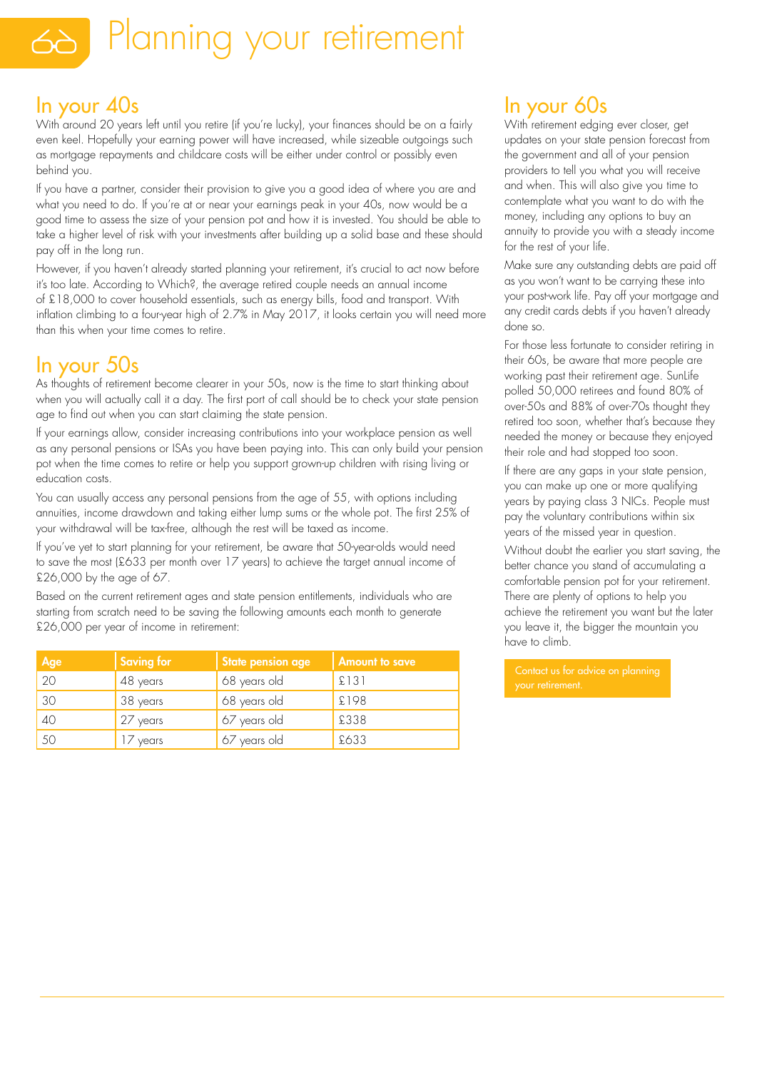# Planning your retirement

## In your 40s

With around 20 years left until you retire (if you're lucky), your finances should be on a fairly even keel. Hopefully your earning power will have increased, while sizeable outgoings such as mortgage repayments and childcare costs will be either under control or possibly even behind you.

If you have a partner, consider their provision to give you a good idea of where you are and what you need to do. If you're at or near your earnings peak in your 40s, now would be a good time to assess the size of your pension pot and how it is invested. You should be able to take a higher level of risk with your investments after building up a solid base and these should pay off in the long run.

However, if you haven't already started planning your retirement, it's crucial to act now before it's too late. According to Which?, the average retired couple needs an annual income of £18,000 to cover household essentials, such as energy bills, food and transport. With inflation climbing to a four-year high of 2.7% in May 2017, it looks certain you will need more than this when your time comes to retire.

## In your 50s

As thoughts of retirement become clearer in your 50s, now is the time to start thinking about when you will actually call it a day. The first port of call should be to check your state pension age to find out when you can start claiming the state pension.

If your earnings allow, consider increasing contributions into your workplace pension as well as any personal pensions or ISAs you have been paying into. This can only build your pension pot when the time comes to retire or help you support grown-up children with rising living or education costs.

You can usually access any personal pensions from the age of 55, with options including annuities, income drawdown and taking either lump sums or the whole pot. The first 25% of your withdrawal will be tax-free, although the rest will be taxed as income.

If you've yet to start planning for your retirement, be aware that 50-year-olds would need to save the most (£633 per month over 17 years) to achieve the target annual income of £26,000 by the age of 67.

Based on the current retirement ages and state pension entitlements, individuals who are starting from scratch need to be saving the following amounts each month to generate £26,000 per year of income in retirement:

| Age | Saving for | State pension age | Amount to save |
|---|---|---|---|
| 20 | 48 years | 68 years old | £131 |
| 30 | 38 years | 68 years old | £198 |
| 40 | 27 years | 67 years old | £338 |
| 50 | 17 years | 67 years old | £633 |

## In your 60s

With retirement edging ever closer, get updates on your state pension forecast from the government and all of your pension providers to tell you what you will receive and when. This will also give you time to contemplate what you want to do with the money, including any options to buy an annuity to provide you with a steady income for the rest of your life.

Make sure any outstanding debts are paid off as you won't want to be carrying these into your post-work life. Pay off your mortgage and any credit cards debts if you haven't already done so.

For those less fortunate to consider retiring in their 60s, be aware that more people are working past their retirement age. SunLife polled 50,000 retirees and found 80% of over-50s and 88% of over-70s thought they retired too soon, whether that's because they needed the money or because they enjoyed their role and had stopped too soon.

If there are any gaps in your state pension, you can make up one or more qualifying years by paying class 3 NICs. People must pay the voluntary contributions within six years of the missed year in question.

Without doubt the earlier you start saving, the better chance you stand of accumulating a comfortable pension pot for your retirement. There are plenty of options to help you achieve the retirement you want but the later you leave it, the bigger the mountain you have to climb.

Contact us for advice on planning your retirement.